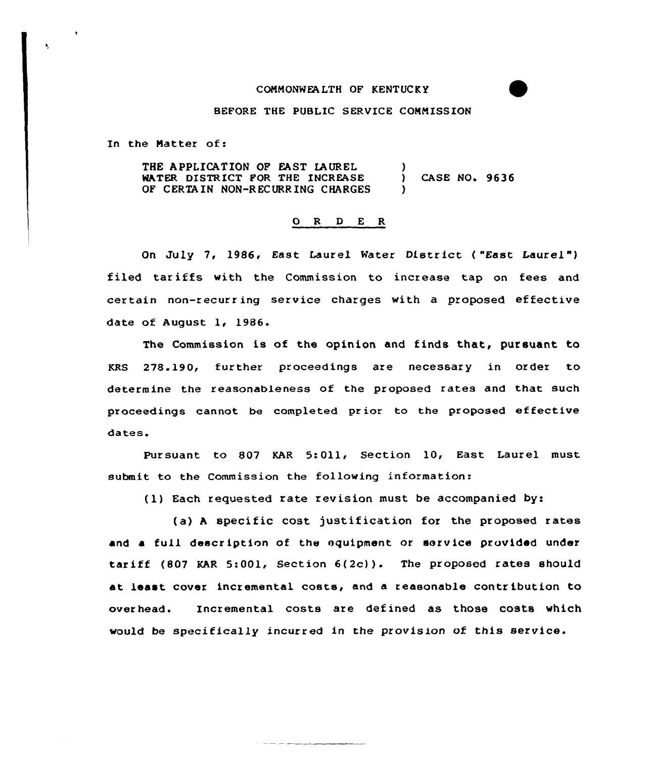COMMONWEALTH OF KENTUCKY

BEFORE THE PUBLIC SERVICE COMMISSION

In the Matter of:

| | | |
|---|---|---|
| THE APPLICATION OF EAST LAUREL WATER DISTRICT FOR THE INCREASE OF CERTAIN NON-RECURRING CHARGES | ) ) ) | CASE NO. 9636 |

## O R D E R

On July 7, 1986, East Laurel Water District ("East Laurel") filed tariffs with the Commission to increase tap on fees and certain non-recurring service charges with a proposed effective date of August 1, 1986.

The Commission is of the opinion and finds that, pursuant to KRS 278.190, further proceedings are necessary in order to determine the reasonableness of the proposed rates and that such proceedings cannot be completed prior to the proposed effective dates.

Pursuant to 807 KAR 5:011, Section 10, East Laurel must submit to the Commission the following information:

(1) Each requested rate revision must be accompanied by:

(a) A specific cost justification for the proposed rates and a full description of the equipment or service provided under tariff (807 KAR 5:001, Section 6(2c)). The proposed rates should at least cover incremental costs, and a reasonable contribution to overhead. Incremental costs are defined as those costs which would be specifically incurred in the provision of this service.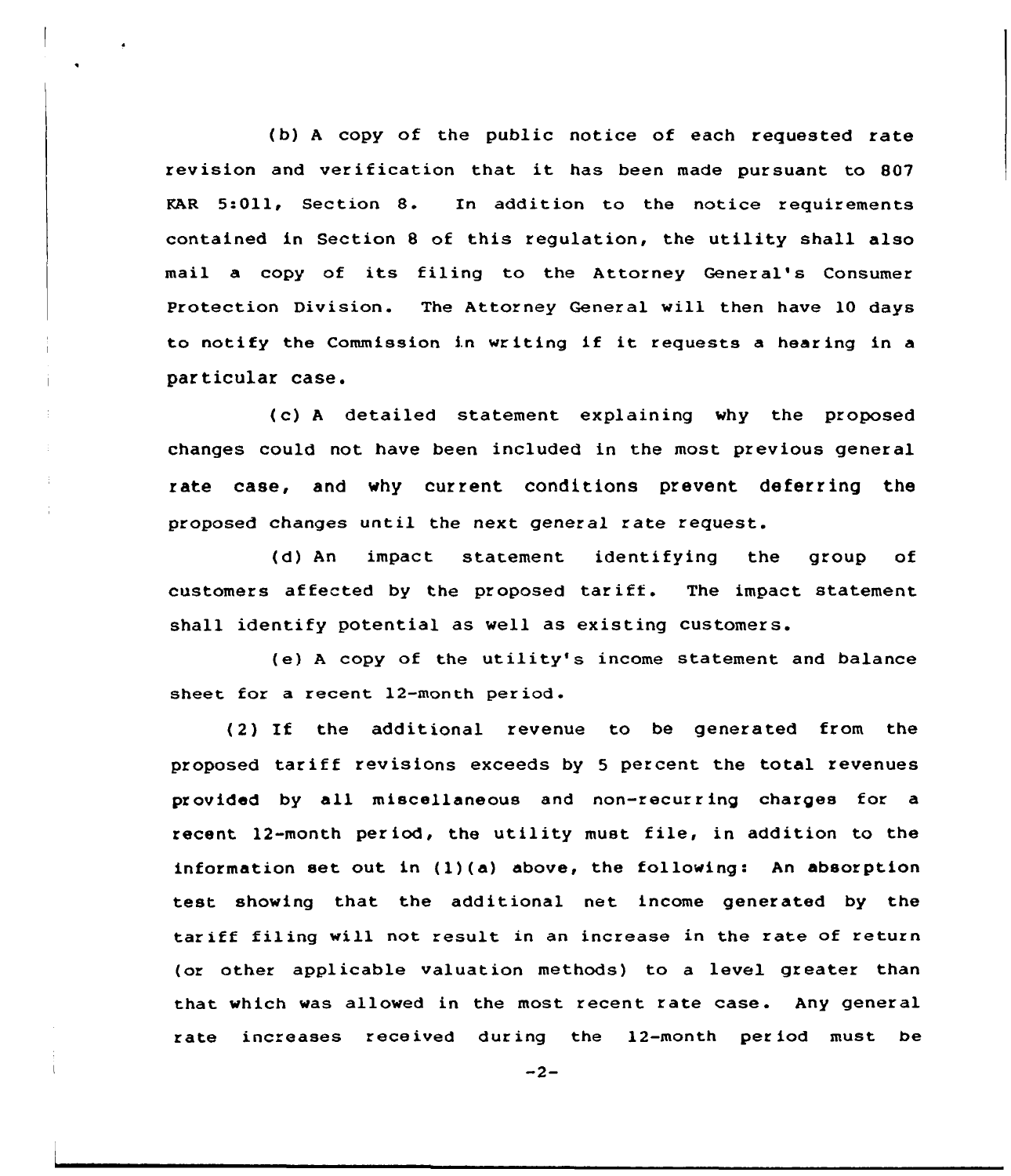(b) A copy of the public notice of each requested rate revision and verification that it has been made pursuant to 807 KAR 5:011, Section 8. In addition to the notice requirements contained in Section 8 of this regulation, the utility shall also mail a copy of its filing to the Attorney General's Consumer Protection Division. The Attorney General will then have 10 days to notify the Commission in writing if it requests a hearing in a particular case.

(c) A detailed statement explaining why the proposed changes could not have been included in the most previous general rate case, and why current conditions prevent deferring the proposed changes until the next general rate request.

(d) An impact statement identifying the group of customers affected by the proposed tariff. The impact statement shall identify potential as well as existing customers.

(e) A copy of the utility's income statement and balance sheet for a recent 12-month period.

(2) If the additional revenue to be generated from the proposed tariff revisions exceeds by 5 percent the total revenues provided by all miscellaneous and non-recurring charges for a recent 12-month period, the utility must file, in addition to the information set out in (1)(a) above, the following: An absorption test showing that the additional net income generated by the tariff filing will not result in an increase in the rate of return (or other applicable valuation methods) to a level greater than that which was allowed in the most recent rate case. Any general rate increases received during the 12-month period must be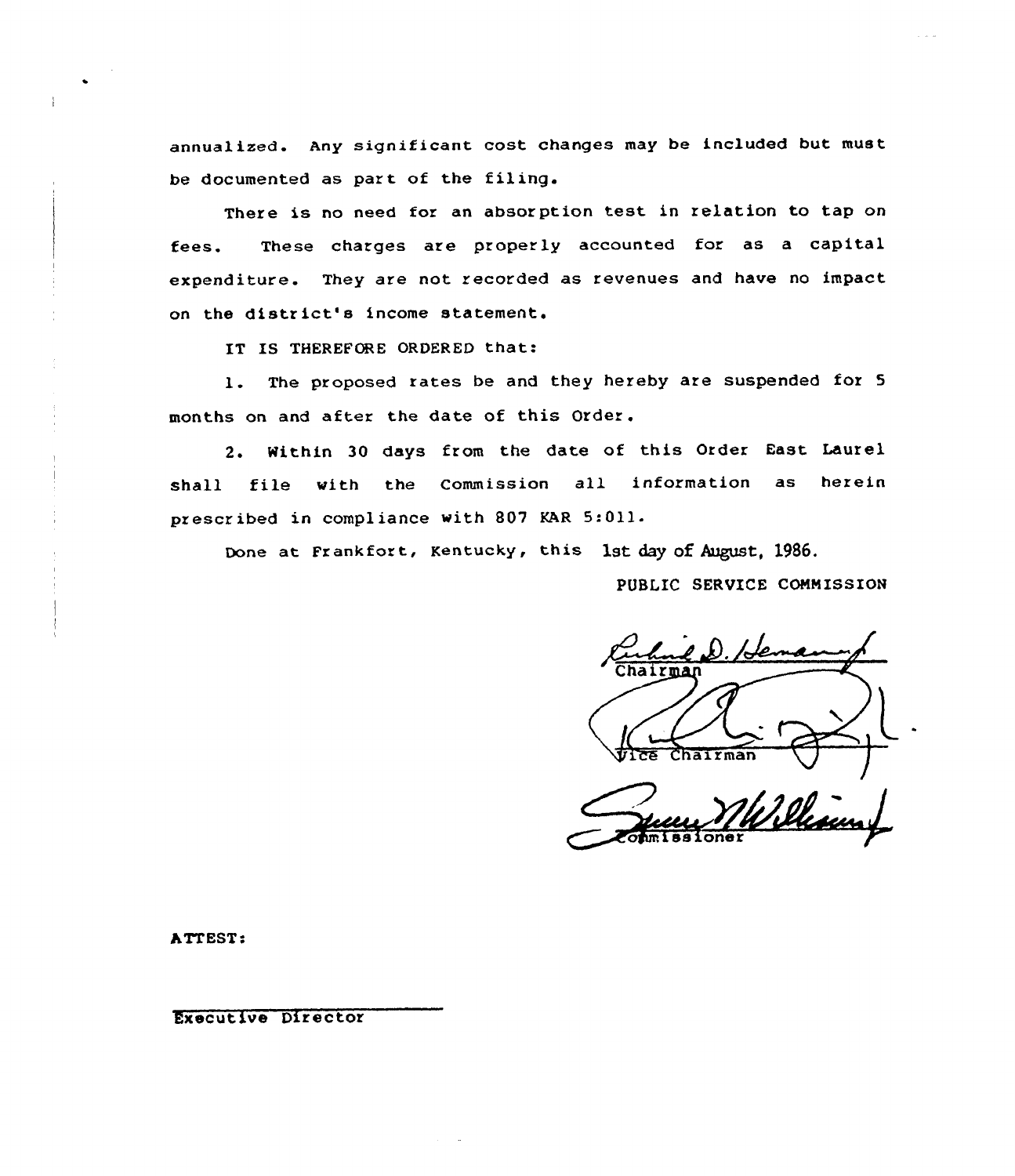annualized. Any significant cost changes may be included but must be documented as part of the filing.

There is no need for an absorption test in relation to tap on fees. These charges are properly accounted for as a capital expenditure. They are not recorded as revenues and have no impact on the district's income statement.

IT IS THEREFORE ORDERED that:

1. The proposed rates be and they hereby are suspended for 5 months on and after the date of this Order.

2. Within 30 days from the date of this Order East Laurel shall file with the Commission all information as herein prescribed in compliance with 807 KAR 5:011.

Done at Frankfort, Kentucky, this 1st day of August, 1986.

PUBLIC SERVICE COMMISSION

Chairman

Vice Chairman

Commissioner

ATTEST:

Executive Director